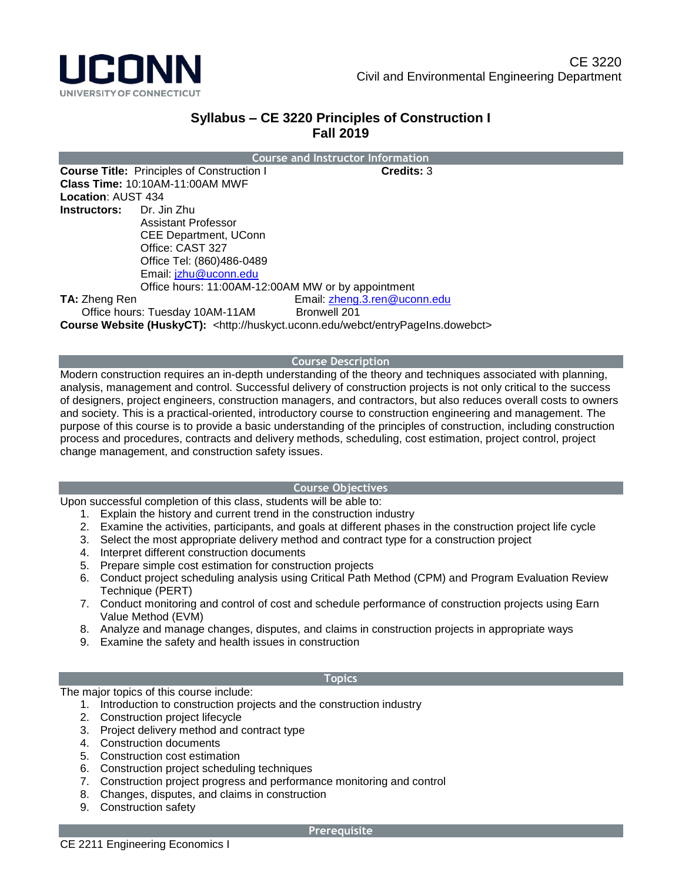UCONN
UNIVERSITY OF CONNECTICUT

CE 3220
Civil and Environmental Engineering Department

# Syllabus – CE 3220 Principles of Construction I
## Fall 2019

## Course and Instructor Information

**Course Title:** Principles of Construction I **Credits:** 3
**Class Time:** 10:10AM-11:00AM MWF
**Location**: AUST 434
**Instructors:** Dr. Jin Zhu
Assistant Professor
CEE Department, UConn
Office: CAST 327
Office Tel: (860)486-0489
Email: jzhu@uconn.edu
Office hours: 11:00AM-12:00AM MW or by appointment
**TA:** Zheng Ren Email: zheng.3.ren@uconn.edu
Office hours: Tuesday 10AM-11AM Bronwell 201
**Course Website (HuskyCT):** <http://huskyct.uconn.edu/webct/entryPageIns.dowebct>

## Course Description

Modern construction requires an in-depth understanding of the theory and techniques associated with planning, analysis, management and control. Successful delivery of construction projects is not only critical to the success of designers, project engineers, construction managers, and contractors, but also reduces overall costs to owners and society. This is a practical-oriented, introductory course to construction engineering and management. The purpose of this course is to provide a basic understanding of the principles of construction, including construction process and procedures, contracts and delivery methods, scheduling, cost estimation, project control, project change management, and construction safety issues.

## Course Objectives

Upon successful completion of this class, students will be able to:

1. Explain the history and current trend in the construction industry
2. Examine the activities, participants, and goals at different phases in the construction project life cycle
3. Select the most appropriate delivery method and contract type for a construction project
4. Interpret different construction documents
5. Prepare simple cost estimation for construction projects
6. Conduct project scheduling analysis using Critical Path Method (CPM) and Program Evaluation Review Technique (PERT)
7. Conduct monitoring and control of cost and schedule performance of construction projects using Earn Value Method (EVM)
8. Analyze and manage changes, disputes, and claims in construction projects in appropriate ways
9. Examine the safety and health issues in construction

## Topics

The major topics of this course include:

1. Introduction to construction projects and the construction industry
2. Construction project lifecycle
3. Project delivery method and contract type
4. Construction documents
5. Construction cost estimation
6. Construction project scheduling techniques
7. Construction project progress and performance monitoring and control
8. Changes, disputes, and claims in construction
9. Construction safety

## Prerequisite

CE 2211 Engineering Economics I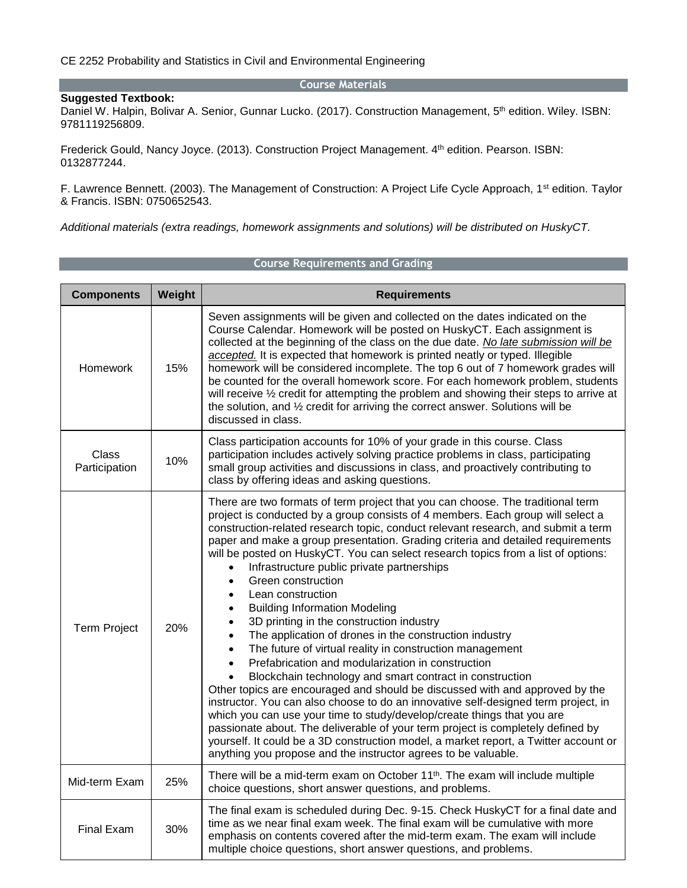CE 2252 Probability and Statistics in Civil and Environmental Engineering

## Course Materials

**Suggested Textbook:**

Daniel W. Halpin, Bolivar A. Senior, Gunnar Lucko. (2017). Construction Management, 5th edition. Wiley. ISBN: 9781119256809.

Frederick Gould, Nancy Joyce. (2013). Construction Project Management. 4th edition. Pearson. ISBN: 0132877244.

F. Lawrence Bennett. (2003). The Management of Construction: A Project Life Cycle Approach, 1st edition. Taylor & Francis. ISBN: 0750652543.

*Additional materials (extra readings, homework assignments and solutions) will be distributed on HuskyCT.*

## Course Requirements and Grading

| Components | Weight | Requirements |
|---|---|---|
| Homework | 15% | Seven assignments will be given and collected on the dates indicated on the Course Calendar. Homework will be posted on HuskyCT. Each assignment is collected at the beginning of the class on the due date. ***No late submission will be accepted.*** It is expected that homework is printed neatly or typed. Illegible homework will be considered incomplete. The top 6 out of 7 homework grades will be counted for the overall homework score. For each homework problem, students will receive ½ credit for attempting the problem and showing their steps to arrive at the solution, and ½ credit for arriving the correct answer. Solutions will be discussed in class. |
| Class Participation | 10% | Class participation accounts for 10% of your grade in this course. Class participation includes actively solving practice problems in class, participating small group activities and discussions in class, and proactively contributing to class by offering ideas and asking questions. |
| Term Project | 20% | There are two formats of term project that you can choose. The traditional term project is conducted by a group consists of 4 members. Each group will select a construction-related research topic, conduct relevant research, and submit a term paper and make a group presentation. Grading criteria and detailed requirements will be posted on HuskyCT. You can select research topics from a list of options: <br>• Infrastructure public private partnerships <br>• Green construction <br>• Lean construction <br>• Building Information Modeling <br>• 3D printing in the construction industry <br>• The application of drones in the construction industry <br>• The future of virtual reality in construction management <br>• Prefabrication and modularization in construction <br>• Blockchain technology and smart contract in construction <br>Other topics are encouraged and should be discussed with and approved by the instructor. You can also choose to do an innovative self-designed term project, in which you can use your time to study/develop/create things that you are passionate about. The deliverable of your term project is completely defined by yourself. It could be a 3D construction model, a market report, a Twitter account or anything you propose and the instructor agrees to be valuable. |
| Mid-term Exam | 25% | There will be a mid-term exam on October 11th. The exam will include multiple choice questions, short answer questions, and problems. |
| Final Exam | 30% | The final exam is scheduled during Dec. 9-15. Check HuskyCT for a final date and time as we near final exam week. The final exam will be cumulative with more emphasis on contents covered after the mid-term exam. The exam will include multiple choice questions, short answer questions, and problems. |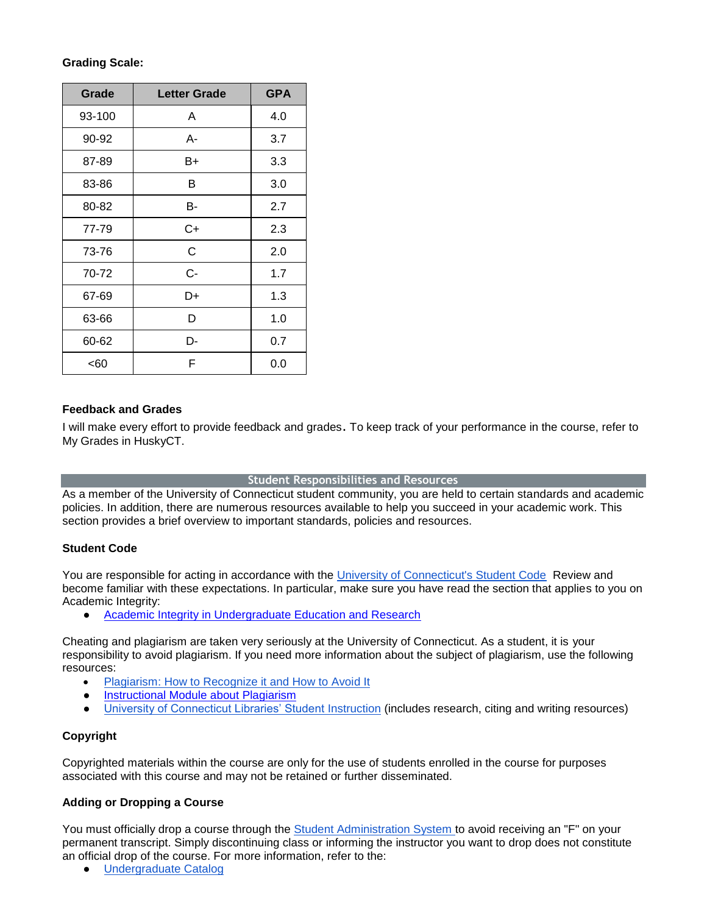**Grading Scale:**

| Grade | Letter Grade | GPA |
|---|---|---|
| 93-100 | A | 4.0 |
| 90-92 | A- | 3.7 |
| 87-89 | B+ | 3.3 |
| 83-86 | B | 3.0 |
| 80-82 | B- | 2.7 |
| 77-79 | C+ | 2.3 |
| 73-76 | C | 2.0 |
| 70-72 | C- | 1.7 |
| 67-69 | D+ | 1.3 |
| 63-66 | D | 1.0 |
| 60-62 | D- | 0.7 |
| <60 | F | 0.0 |

**Feedback and Grades**

I will make every effort to provide feedback and grades. To keep track of your performance in the course, refer to My Grades in HuskyCT.

## Student Responsibilities and Resources

As a member of the University of Connecticut student community, you are held to certain standards and academic policies. In addition, there are numerous resources available to help you succeed in your academic work. This section provides a brief overview to important standards, policies and resources.

**Student Code**

You are responsible for acting in accordance with the University of Connecticut's Student Code Review and become familiar with these expectations. In particular, make sure you have read the section that applies to you on Academic Integrity:

- Academic Integrity in Undergraduate Education and Research

Cheating and plagiarism are taken very seriously at the University of Connecticut. As a student, it is your responsibility to avoid plagiarism. If you need more information about the subject of plagiarism, use the following resources:

- Plagiarism: How to Recognize it and How to Avoid It
- Instructional Module about Plagiarism
- University of Connecticut Libraries' Student Instruction (includes research, citing and writing resources)

**Copyright**

Copyrighted materials within the course are only for the use of students enrolled in the course for purposes associated with this course and may not be retained or further disseminated.

**Adding or Dropping a Course**

You must officially drop a course through the Student Administration System to avoid receiving an "F" on your permanent transcript. Simply discontinuing class or informing the instructor you want to drop does not constitute an official drop of the course. For more information, refer to the:

- Undergraduate Catalog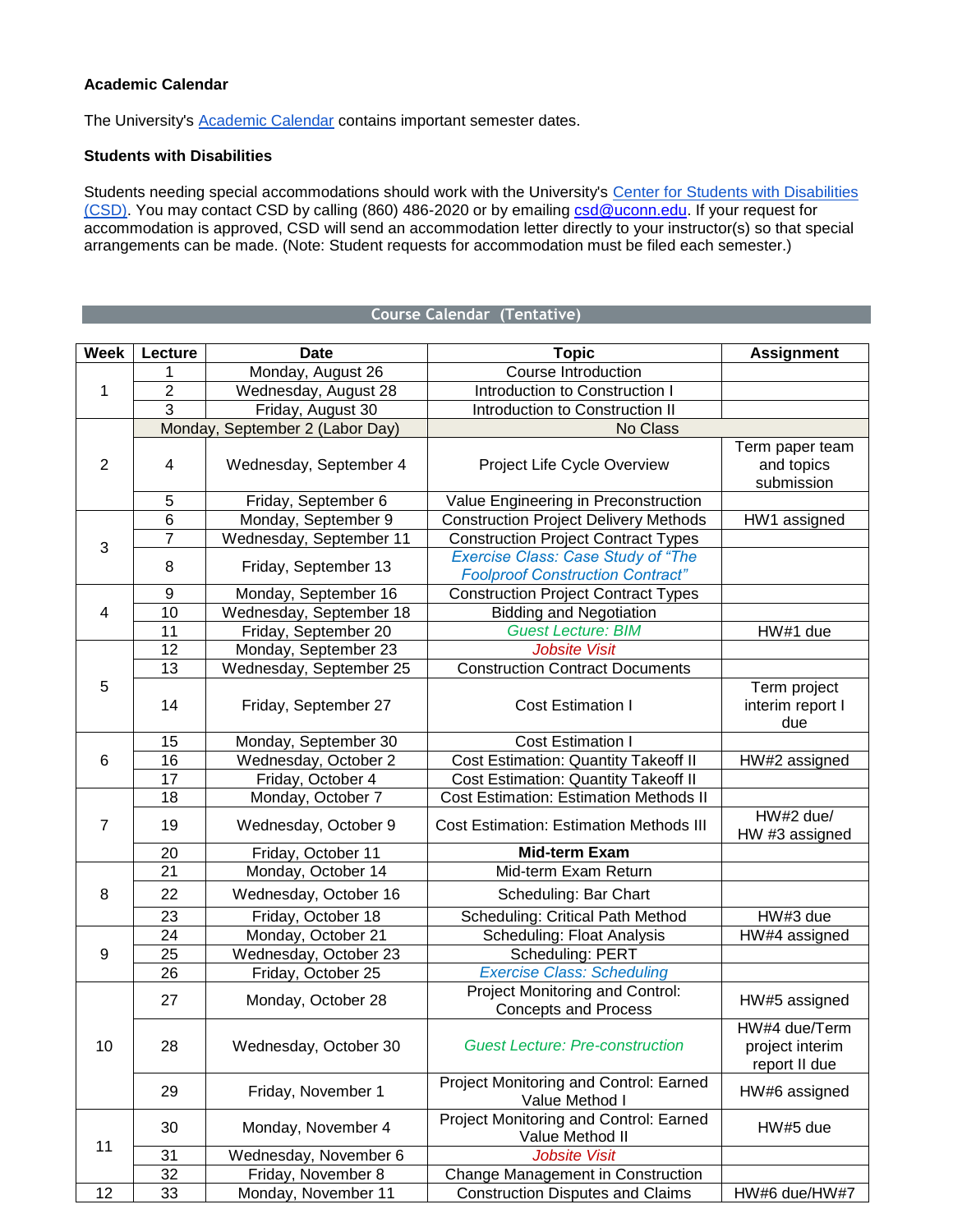**Academic Calendar**

The University's [Academic Calendar](#) contains important semester dates.

**Students with Disabilities**

Students needing special accommodations should work with the University's [Center for Students with Disabilities (CSD)](#). You may contact CSD by calling (860) 486-2020 or by emailing [csd@uconn.edu](mailto:csd@uconn.edu). If your request for accommodation is approved, CSD will send an accommodation letter directly to your instructor(s) so that special arrangements can be made. (Note: Student requests for accommodation must be filed each semester.)

**Course Calendar (Tentative)**

| Week | Lecture | Date | Topic | Assignment |
|---|---|---|---|---|
| 1 | 1 | Monday, August 26 | Course Introduction | |
| | 2 | Wednesday, August 28 | Introduction to Construction I | |
| | 3 | Friday, August 30 | Introduction to Construction II | |
| 2 | | Monday, September 2 (Labor Day) | No Class | |
| | 4 | Wednesday, September 4 | Project Life Cycle Overview | Term paper team and topics submission |
| | 5 | Friday, September 6 | Value Engineering in Preconstruction | |
| 3 | 6 | Monday, September 9 | Construction Project Delivery Methods | HW1 assigned |
| | 7 | Wednesday, September 11 | Construction Project Contract Types | |
| | 8 | Friday, September 13 | *Exercise Class: Case Study of "The Foolproof Construction Contract"* | |
| 4 | 9 | Monday, September 16 | Construction Project Contract Types | |
| | 10 | Wednesday, September 18 | Bidding and Negotiation | |
| | 11 | Friday, September 20 | *Guest Lecture: BIM* | HW#1 due |
| 5 | 12 | Monday, September 23 | *Jobsite Visit* | |
| | 13 | Wednesday, September 25 | Construction Contract Documents | |
| | 14 | Friday, September 27 | Cost Estimation I | Term project interim report I due |
| 6 | 15 | Monday, September 30 | Cost Estimation I | |
| | 16 | Wednesday, October 2 | Cost Estimation: Quantity Takeoff II | HW#2 assigned |
| | 17 | Friday, October 4 | Cost Estimation: Quantity Takeoff II | |
| 7 | 18 | Monday, October 7 | Cost Estimation: Estimation Methods II | |
| | 19 | Wednesday, October 9 | Cost Estimation: Estimation Methods III | HW#2 due/ HW #3 assigned |
| | 20 | Friday, October 11 | **Mid-term Exam** | |
| 8 | 21 | Monday, October 14 | Mid-term Exam Return | |
| | 22 | Wednesday, October 16 | Scheduling: Bar Chart | |
| | 23 | Friday, October 18 | Scheduling: Critical Path Method | HW#3 due |
| 9 | 24 | Monday, October 21 | Scheduling: Float Analysis | HW#4 assigned |
| | 25 | Wednesday, October 23 | Scheduling: PERT | |
| | 26 | Friday, October 25 | *Exercise Class: Scheduling* | |
| 10 | 27 | Monday, October 28 | Project Monitoring and Control: Concepts and Process | HW#5 assigned |
| | 28 | Wednesday, October 30 | *Guest Lecture: Pre-construction* | HW#4 due/Term project interim report II due |
| | 29 | Friday, November 1 | Project Monitoring and Control: Earned Value Method I | HW#6 assigned |
| 11 | 30 | Monday, November 4 | Project Monitoring and Control: Earned Value Method II | HW#5 due |
| | 31 | Wednesday, November 6 | *Jobsite Visit* | |
| | 32 | Friday, November 8 | Change Management in Construction | |
| 12 | 33 | Monday, November 11 | Construction Disputes and Claims | HW#6 due/HW#7 |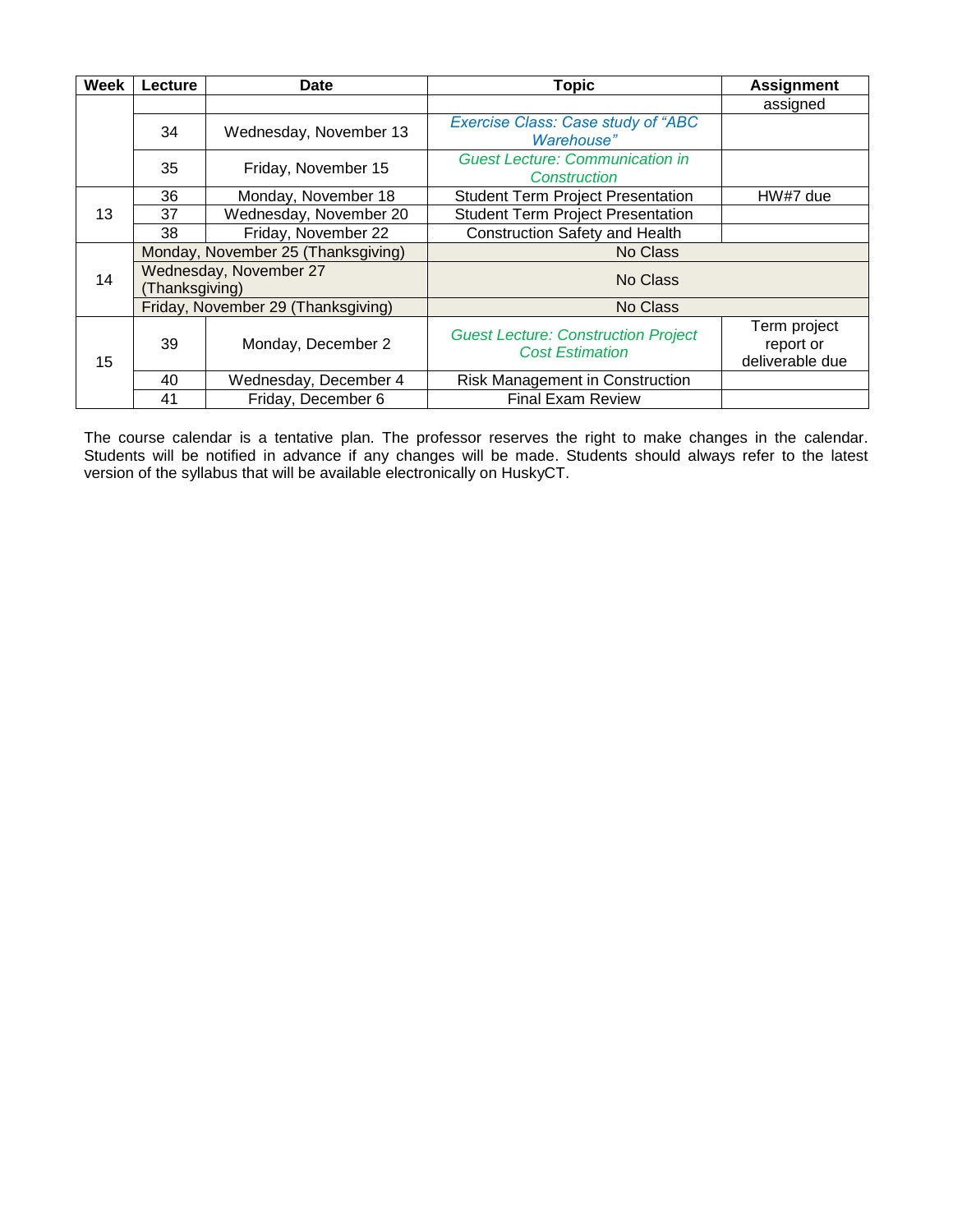| Week | Lecture | Date | Topic | Assignment |
|---|---|---|---|---|
| | | | | assigned |
| | 34 | Wednesday, November 13 | *Exercise Class: Case study of "ABC Warehouse"* | |
| | 35 | Friday, November 15 | *Guest Lecture: Communication in Construction* | |
| 13 | 36 | Monday, November 18 | Student Term Project Presentation | HW#7 due |
| | 37 | Wednesday, November 20 | Student Term Project Presentation | |
| | 38 | Friday, November 22 | Construction Safety and Health | |
| 14 | Monday, November 25 (Thanksgiving) | | No Class | |
| | Wednesday, November 27 (Thanksgiving) | | No Class | |
| | Friday, November 29 (Thanksgiving) | | No Class | |
| 15 | 39 | Monday, December 2 | *Guest Lecture: Construction Project Cost Estimation* | Term project report or deliverable due |
| | 40 | Wednesday, December 4 | Risk Management in Construction | |
| | 41 | Friday, December 6 | Final Exam Review | |

The course calendar is a tentative plan. The professor reserves the right to make changes in the calendar. Students will be notified in advance if any changes will be made. Students should always refer to the latest version of the syllabus that will be available electronically on HuskyCT.